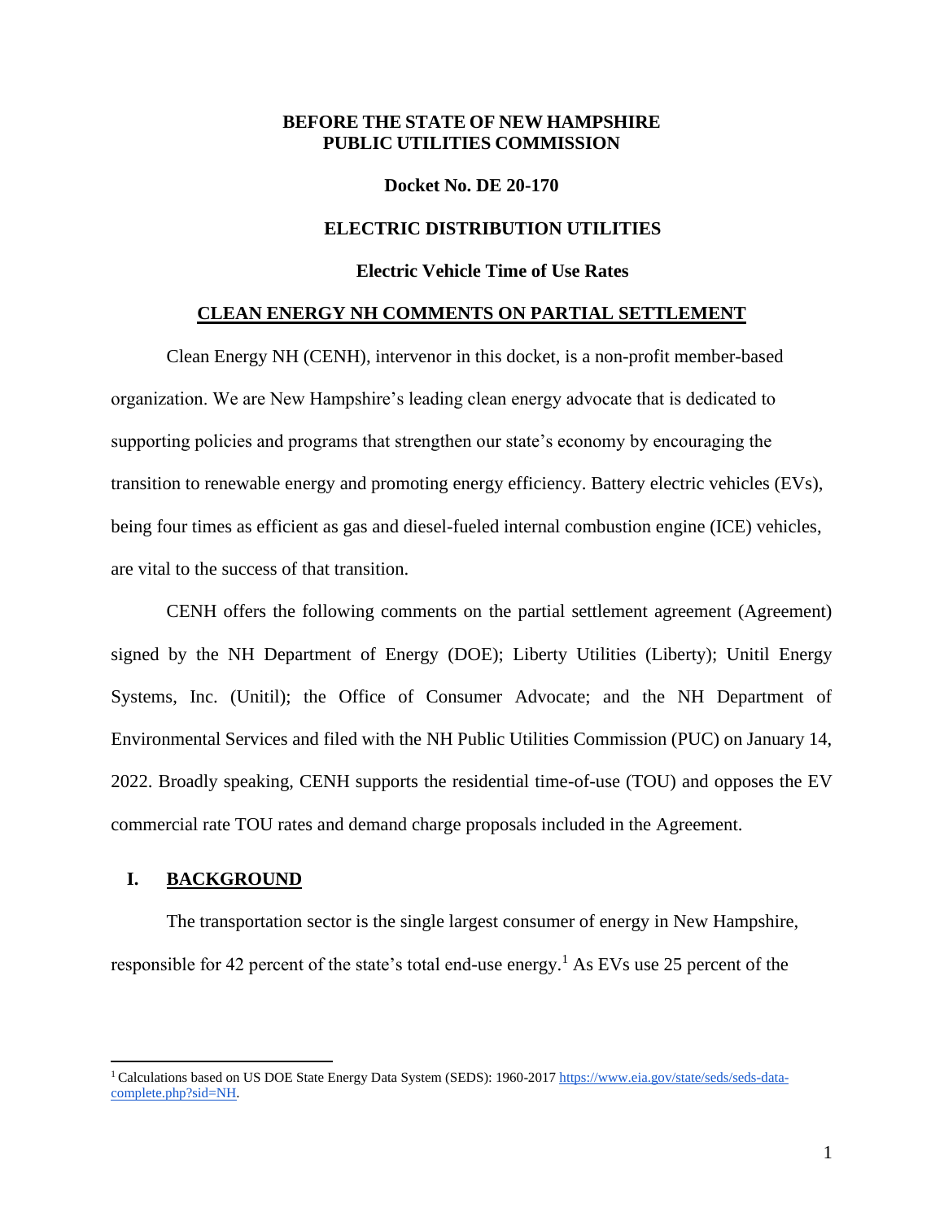**BEFORE THE STATE OF NEW HAMPSHIRE**
**PUBLIC UTILITIES COMMISSION**

**Docket No. DE 20-170**

**ELECTRIC DISTRIBUTION UTILITIES**

**Electric Vehicle Time of Use Rates**

## CLEAN ENERGY NH COMMENTS ON PARTIAL SETTLEMENT

Clean Energy NH (CENH), intervenor in this docket, is a non-profit member-based organization. We are New Hampshire's leading clean energy advocate that is dedicated to supporting policies and programs that strengthen our state's economy by encouraging the transition to renewable energy and promoting energy efficiency. Battery electric vehicles (EVs), being four times as efficient as gas and diesel-fueled internal combustion engine (ICE) vehicles, are vital to the success of that transition.

CENH offers the following comments on the partial settlement agreement (Agreement) signed by the NH Department of Energy (DOE); Liberty Utilities (Liberty); Unitil Energy Systems, Inc. (Unitil); the Office of Consumer Advocate; and the NH Department of Environmental Services and filed with the NH Public Utilities Commission (PUC) on January 14, 2022. Broadly speaking, CENH supports the residential time-of-use (TOU) and opposes the EV commercial rate TOU rates and demand charge proposals included in the Agreement.

## I. BACKGROUND

The transportation sector is the single largest consumer of energy in New Hampshire, responsible for 42 percent of the state's total end-use energy.[1] As EVs use 25 percent of the

---

[1] Calculations based on US DOE State Energy Data System (SEDS): 1960-2017 https://www.eia.gov/state/seds/seds-data-complete.php?sid=NH.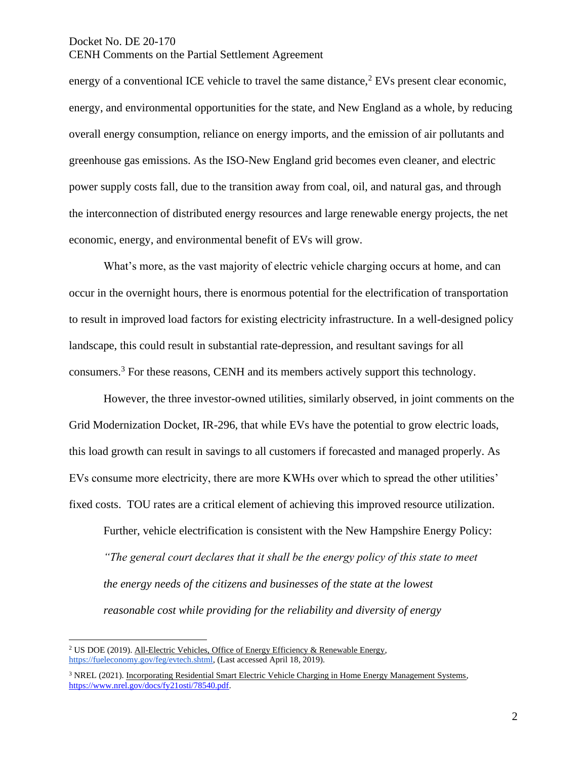energy of a conventional ICE vehicle to travel the same distance,[2] EVs present clear economic, energy, and environmental opportunities for the state, and New England as a whole, by reducing overall energy consumption, reliance on energy imports, and the emission of air pollutants and greenhouse gas emissions. As the ISO-New England grid becomes even cleaner, and electric power supply costs fall, due to the transition away from coal, oil, and natural gas, and through the interconnection of distributed energy resources and large renewable energy projects, the net economic, energy, and environmental benefit of EVs will grow.

What's more, as the vast majority of electric vehicle charging occurs at home, and can occur in the overnight hours, there is enormous potential for the electrification of transportation to result in improved load factors for existing electricity infrastructure. In a well-designed policy landscape, this could result in substantial rate-depression, and resultant savings for all consumers.[3] For these reasons, CENH and its members actively support this technology.

However, the three investor-owned utilities, similarly observed, in joint comments on the Grid Modernization Docket, IR-296, that while EVs have the potential to grow electric loads, this load growth can result in savings to all customers if forecasted and managed properly. As EVs consume more electricity, there are more KWHs over which to spread the other utilities' fixed costs. TOU rates are a critical element of achieving this improved resource utilization.

Further, vehicle electrification is consistent with the New Hampshire Energy Policy:

> *"The general court declares that it shall be the energy policy of this state to meet the energy needs of the citizens and businesses of the state at the lowest reasonable cost while providing for the reliability and diversity of energy*

---

[2] US DOE (2019). All-Electric Vehicles, Office of Energy Efficiency & Renewable Energy, https://fueleconomy.gov/feg/evtech.shtml, (Last accessed April 18, 2019).

[3] NREL (2021). Incorporating Residential Smart Electric Vehicle Charging in Home Energy Management Systems, https://www.nrel.gov/docs/fy21osti/78540.pdf.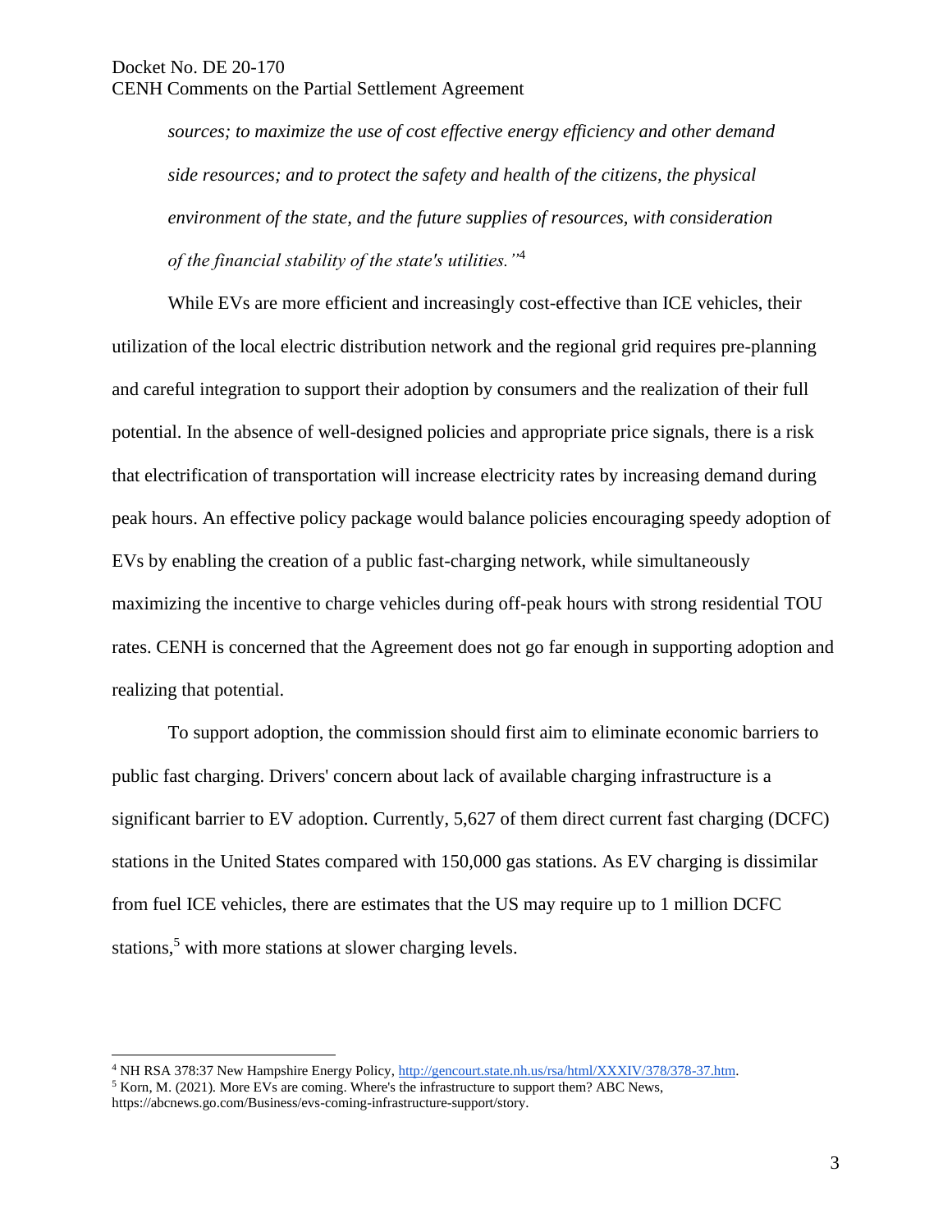> *sources; to maximize the use of cost effective energy efficiency and other demand side resources; and to protect the safety and health of the citizens, the physical environment of the state, and the future supplies of resources, with consideration of the financial stability of the state's utilities."*[4]

While EVs are more efficient and increasingly cost-effective than ICE vehicles, their utilization of the local electric distribution network and the regional grid requires pre-planning and careful integration to support their adoption by consumers and the realization of their full potential. In the absence of well-designed policies and appropriate price signals, there is a risk that electrification of transportation will increase electricity rates by increasing demand during peak hours. An effective policy package would balance policies encouraging speedy adoption of EVs by enabling the creation of a public fast-charging network, while simultaneously maximizing the incentive to charge vehicles during off-peak hours with strong residential TOU rates. CENH is concerned that the Agreement does not go far enough in supporting adoption and realizing that potential.

To support adoption, the commission should first aim to eliminate economic barriers to public fast charging. Drivers' concern about lack of available charging infrastructure is a significant barrier to EV adoption. Currently, 5,627 of them direct current fast charging (DCFC) stations in the United States compared with 150,000 gas stations. As EV charging is dissimilar from fuel ICE vehicles, there are estimates that the US may require up to 1 million DCFC stations,[5] with more stations at slower charging levels.

---

[4] NH RSA 378:37 New Hampshire Energy Policy, http://gencourt.state.nh.us/rsa/html/XXXIV/378/378-37.htm.

[5] Korn, M. (2021). More EVs are coming. Where's the infrastructure to support them? ABC News, https://abcnews.go.com/Business/evs-coming-infrastructure-support/story.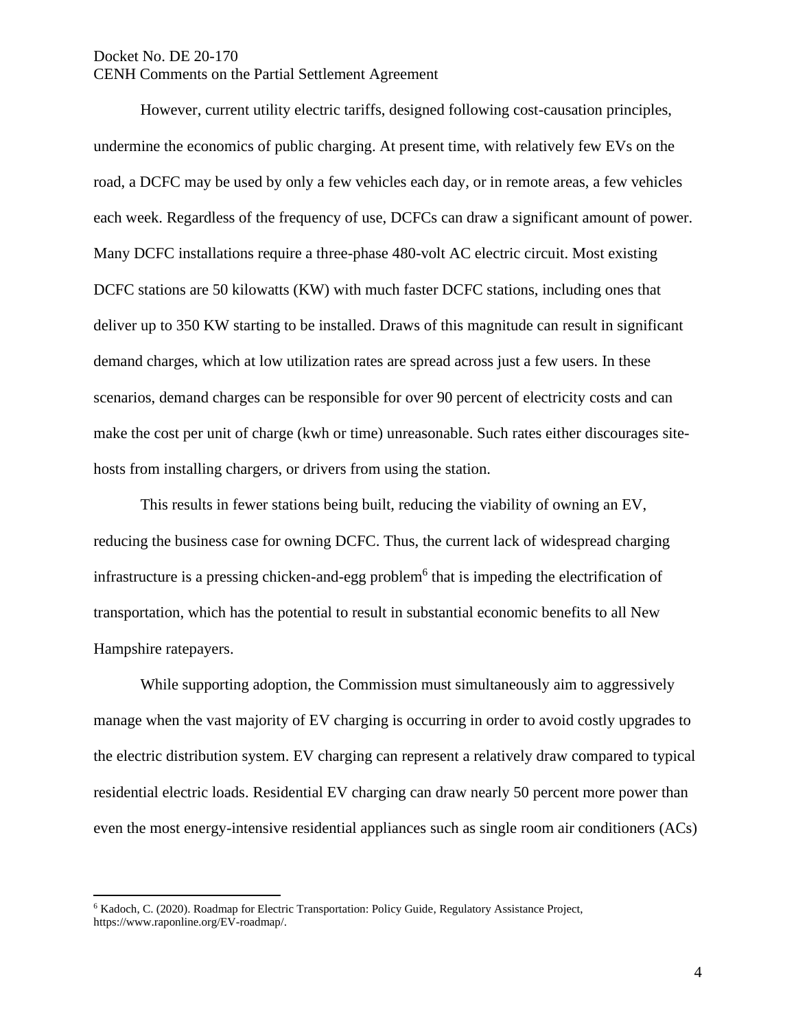However, current utility electric tariffs, designed following cost-causation principles, undermine the economics of public charging. At present time, with relatively few EVs on the road, a DCFC may be used by only a few vehicles each day, or in remote areas, a few vehicles each week. Regardless of the frequency of use, DCFCs can draw a significant amount of power. Many DCFC installations require a three-phase 480-volt AC electric circuit. Most existing DCFC stations are 50 kilowatts (KW) with much faster DCFC stations, including ones that deliver up to 350 KW starting to be installed. Draws of this magnitude can result in significant demand charges, which at low utilization rates are spread across just a few users. In these scenarios, demand charges can be responsible for over 90 percent of electricity costs and can make the cost per unit of charge (kwh or time) unreasonable. Such rates either discourages site-hosts from installing chargers, or drivers from using the station.

This results in fewer stations being built, reducing the viability of owning an EV, reducing the business case for owning DCFC. Thus, the current lack of widespread charging infrastructure is a pressing chicken-and-egg problem[6] that is impeding the electrification of transportation, which has the potential to result in substantial economic benefits to all New Hampshire ratepayers.

While supporting adoption, the Commission must simultaneously aim to aggressively manage when the vast majority of EV charging is occurring in order to avoid costly upgrades to the electric distribution system. EV charging can represent a relatively draw compared to typical residential electric loads. Residential EV charging can draw nearly 50 percent more power than even the most energy-intensive residential appliances such as single room air conditioners (ACs)

---

[6] Kadoch, C. (2020). Roadmap for Electric Transportation: Policy Guide, Regulatory Assistance Project, https://www.raponline.org/EV-roadmap/.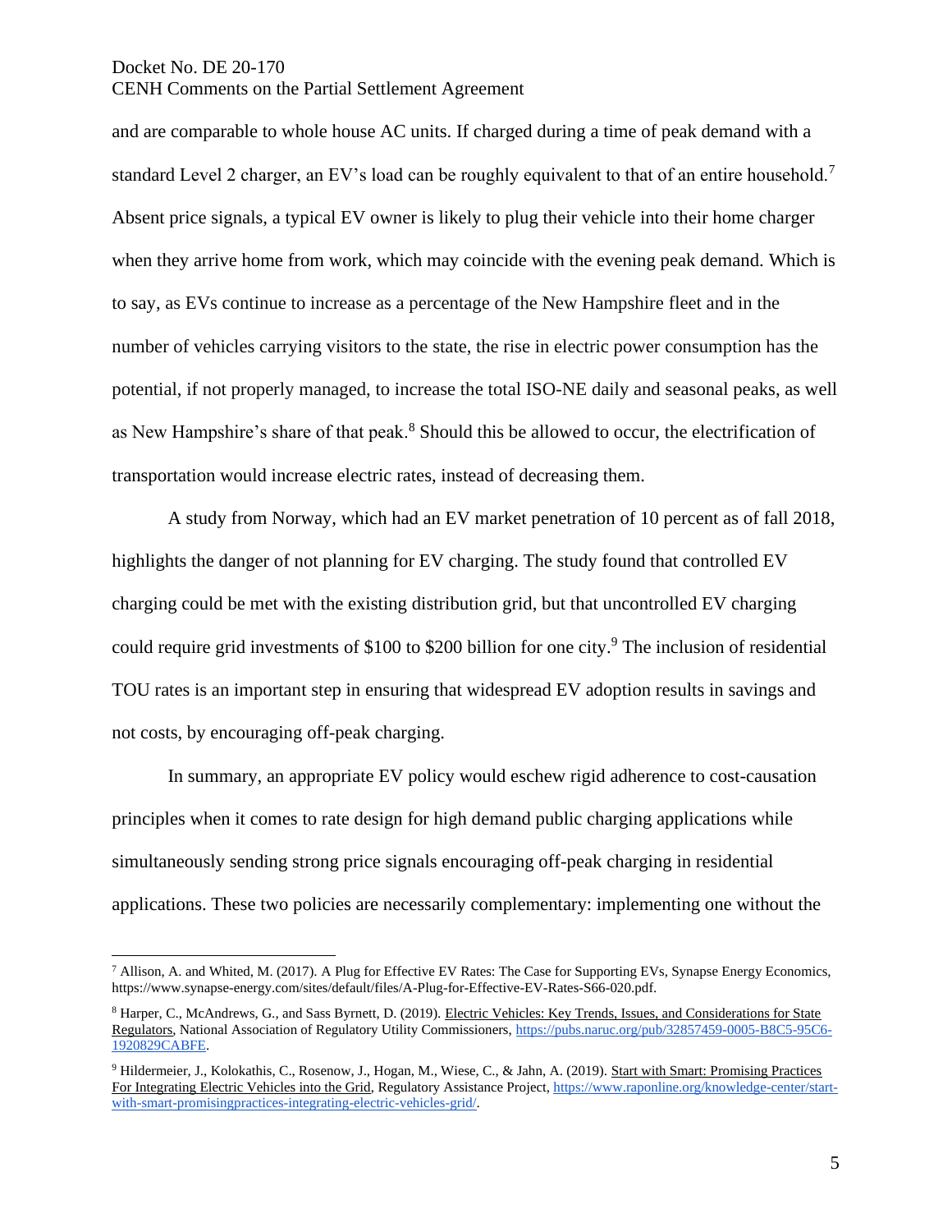and are comparable to whole house AC units. If charged during a time of peak demand with a standard Level 2 charger, an EV's load can be roughly equivalent to that of an entire household.[7] Absent price signals, a typical EV owner is likely to plug their vehicle into their home charger when they arrive home from work, which may coincide with the evening peak demand. Which is to say, as EVs continue to increase as a percentage of the New Hampshire fleet and in the number of vehicles carrying visitors to the state, the rise in electric power consumption has the potential, if not properly managed, to increase the total ISO-NE daily and seasonal peaks, as well as New Hampshire's share of that peak.[8] Should this be allowed to occur, the electrification of transportation would increase electric rates, instead of decreasing them.

A study from Norway, which had an EV market penetration of 10 percent as of fall 2018, highlights the danger of not planning for EV charging. The study found that controlled EV charging could be met with the existing distribution grid, but that uncontrolled EV charging could require grid investments of \$100 to \$200 billion for one city.[9] The inclusion of residential TOU rates is an important step in ensuring that widespread EV adoption results in savings and not costs, by encouraging off-peak charging.

In summary, an appropriate EV policy would eschew rigid adherence to cost-causation principles when it comes to rate design for high demand public charging applications while simultaneously sending strong price signals encouraging off-peak charging in residential applications. These two policies are necessarily complementary: implementing one without the

---

[7] Allison, A. and Whited, M. (2017). A Plug for Effective EV Rates: The Case for Supporting EVs, Synapse Energy Economics, https://www.synapse-energy.com/sites/default/files/A-Plug-for-Effective-EV-Rates-S66-020.pdf.

[8] Harper, C., McAndrews, G., and Sass Byrnett, D. (2019). Electric Vehicles: Key Trends, Issues, and Considerations for State Regulators, National Association of Regulatory Utility Commissioners, https://pubs.naruc.org/pub/32857459-0005-B8C5-95C6-1920829CABFE.

[9] Hildermeier, J., Kolokathis, C., Rosenow, J., Hogan, M., Wiese, C., & Jahn, A. (2019). Start with Smart: Promising Practices For Integrating Electric Vehicles into the Grid, Regulatory Assistance Project, https://www.raponline.org/knowledge-center/start-with-smart-promisingpractices-integrating-electric-vehicles-grid/.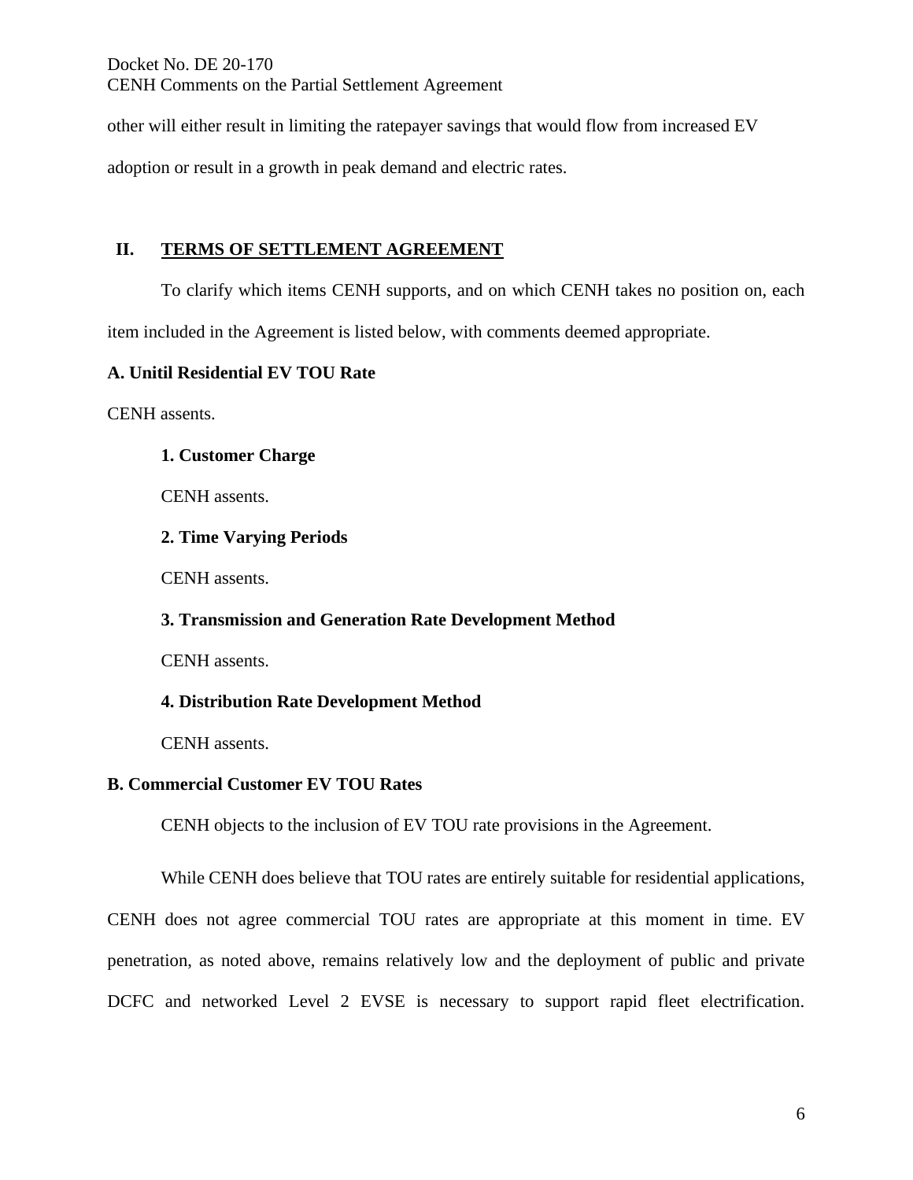other will either result in limiting the ratepayer savings that would flow from increased EV adoption or result in a growth in peak demand and electric rates.

## II. TERMS OF SETTLEMENT AGREEMENT

To clarify which items CENH supports, and on which CENH takes no position on, each item included in the Agreement is listed below, with comments deemed appropriate.

### A. Unitil Residential EV TOU Rate

CENH assents.

#### 1. Customer Charge

CENH assents.

#### 2. Time Varying Periods

CENH assents.

#### 3. Transmission and Generation Rate Development Method

CENH assents.

#### 4. Distribution Rate Development Method

CENH assents.

### B. Commercial Customer EV TOU Rates

CENH objects to the inclusion of EV TOU rate provisions in the Agreement.

While CENH does believe that TOU rates are entirely suitable for residential applications, CENH does not agree commercial TOU rates are appropriate at this moment in time. EV penetration, as noted above, remains relatively low and the deployment of public and private DCFC and networked Level 2 EVSE is necessary to support rapid fleet electrification.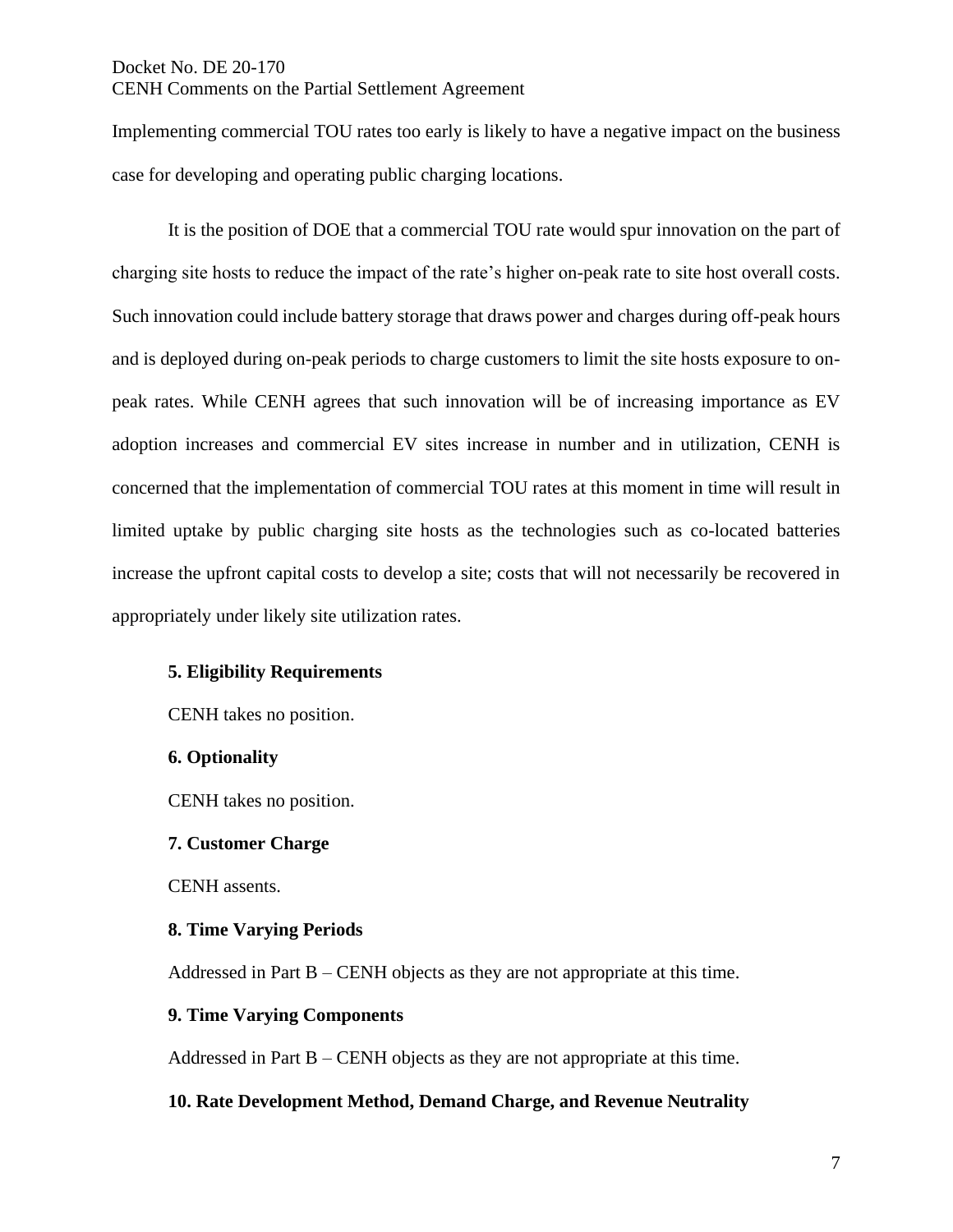Implementing commercial TOU rates too early is likely to have a negative impact on the business case for developing and operating public charging locations.

It is the position of DOE that a commercial TOU rate would spur innovation on the part of charging site hosts to reduce the impact of the rate's higher on-peak rate to site host overall costs. Such innovation could include battery storage that draws power and charges during off-peak hours and is deployed during on-peak periods to charge customers to limit the site hosts exposure to on-peak rates. While CENH agrees that such innovation will be of increasing importance as EV adoption increases and commercial EV sites increase in number and in utilization, CENH is concerned that the implementation of commercial TOU rates at this moment in time will result in limited uptake by public charging site hosts as the technologies such as co-located batteries increase the upfront capital costs to develop a site; costs that will not necessarily be recovered in appropriately under likely site utilization rates.

**5. Eligibility Requirements**

CENH takes no position.

**6. Optionality**

CENH takes no position.

**7. Customer Charge**

CENH assents.

**8. Time Varying Periods**

Addressed in Part B – CENH objects as they are not appropriate at this time.

**9. Time Varying Components**

Addressed in Part B – CENH objects as they are not appropriate at this time.

**10. Rate Development Method, Demand Charge, and Revenue Neutrality**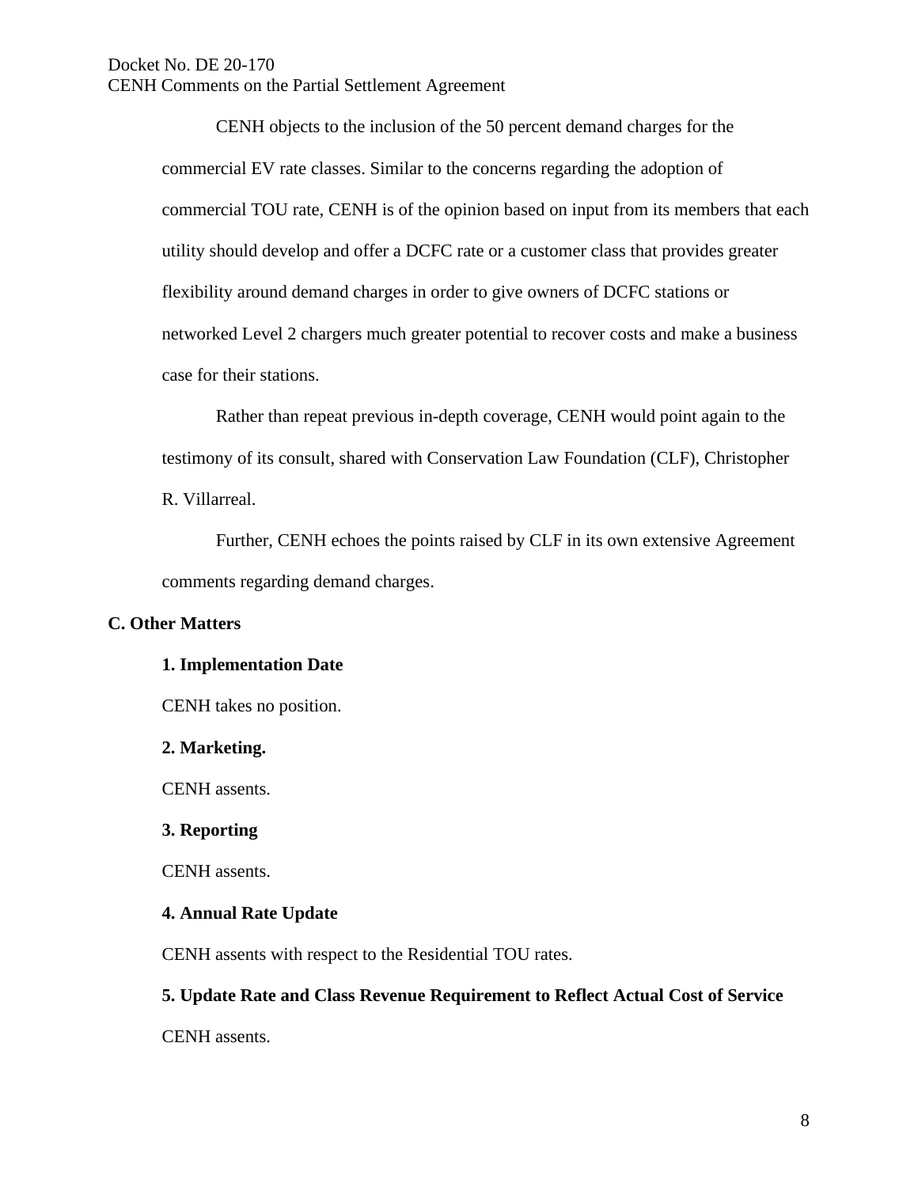CENH objects to the inclusion of the 50 percent demand charges for the commercial EV rate classes. Similar to the concerns regarding the adoption of commercial TOU rate, CENH is of the opinion based on input from its members that each utility should develop and offer a DCFC rate or a customer class that provides greater flexibility around demand charges in order to give owners of DCFC stations or networked Level 2 chargers much greater potential to recover costs and make a business case for their stations.

Rather than repeat previous in-depth coverage, CENH would point again to the testimony of its consult, shared with Conservation Law Foundation (CLF), Christopher R. Villarreal.

Further, CENH echoes the points raised by CLF in its own extensive Agreement comments regarding demand charges.

## C. Other Matters

### 1. Implementation Date

CENH takes no position.

### 2. Marketing.

CENH assents.

### 3. Reporting

CENH assents.

### 4. Annual Rate Update

CENH assents with respect to the Residential TOU rates.

### 5. Update Rate and Class Revenue Requirement to Reflect Actual Cost of Service

CENH assents.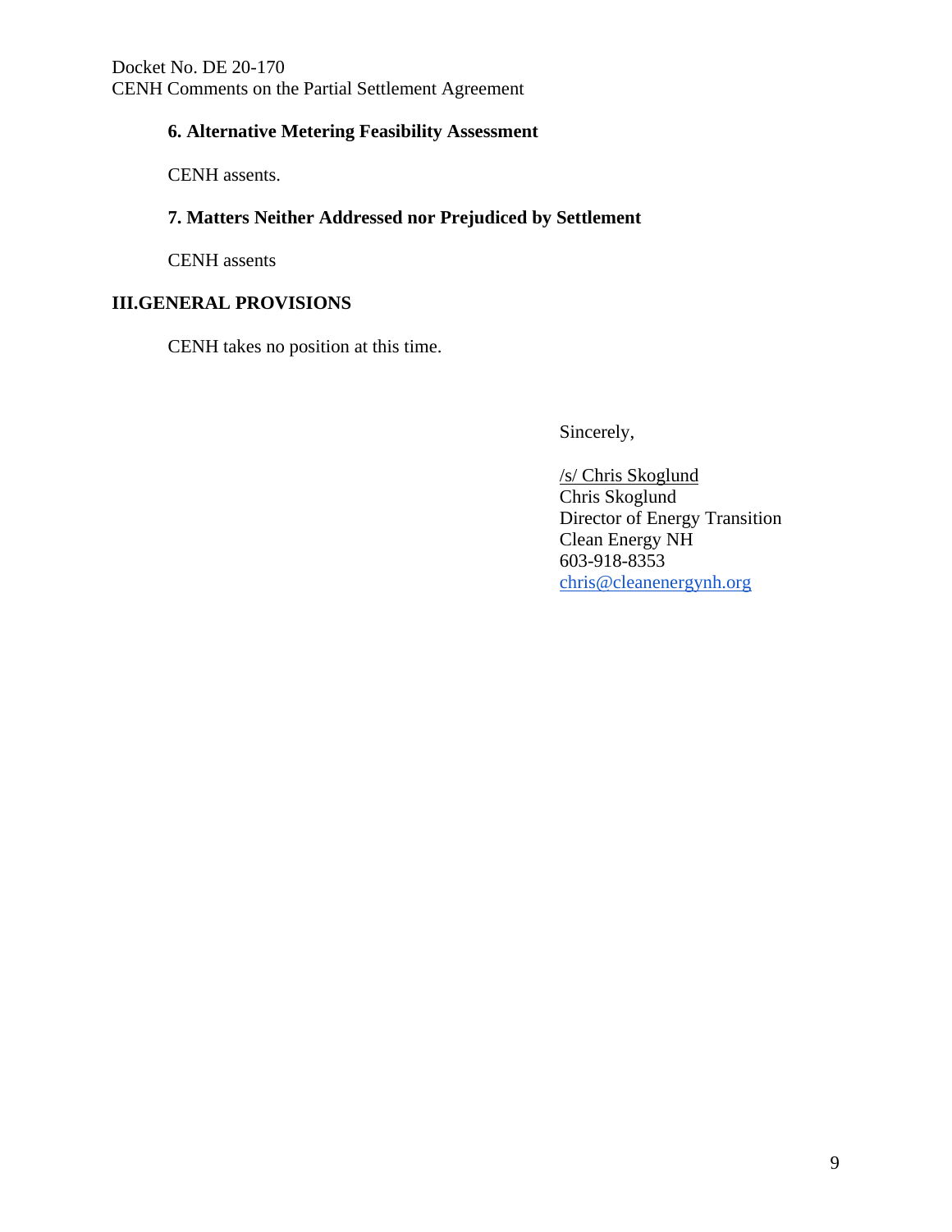### 6. Alternative Metering Feasibility Assessment

CENH assents.

### 7. Matters Neither Addressed nor Prejudiced by Settlement

CENH assents

## III.GENERAL PROVISIONS

CENH takes no position at this time.

Sincerely,

/s/ Chris Skoglund
Chris Skoglund
Director of Energy Transition
Clean Energy NH
603-918-8353
chris@cleanenergynh.org